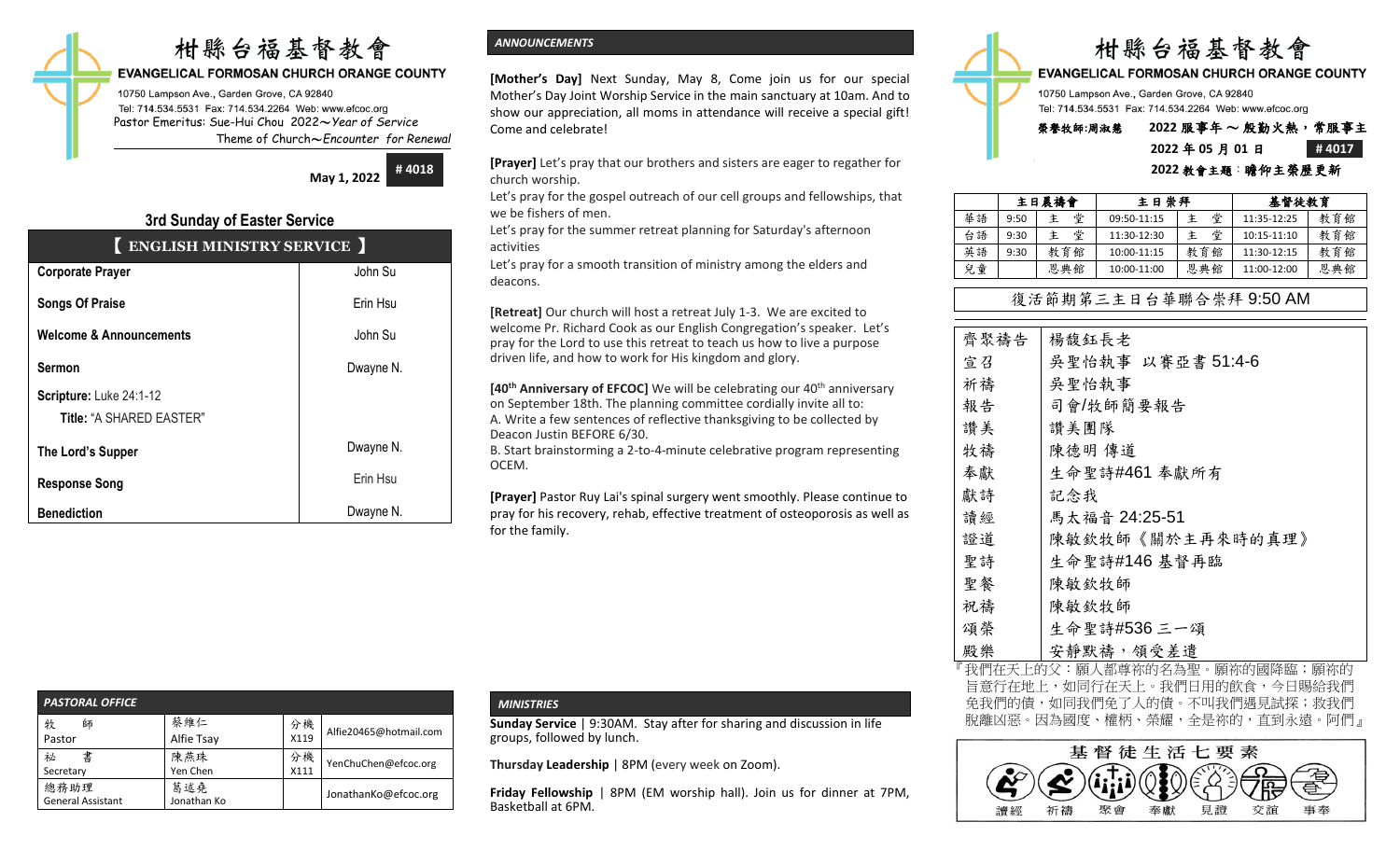# 柑縣台福基督教會

**EVANGELICAL FORMOSAN CHURCH ORANGE COUNTY**

10750 Lampson Ave., Garden Grove, CA 92840
Tel: 714.534.5531 Fax: 714.534.2264 Web: www.efcoc.org
Pastor Emeritus: Sue-Hui Chou 2022～*Year of Service*
Theme of Church～*Encounter for Renewal*

**May 1, 2022** **# 4018**

## 3rd Sunday of Easter Service

| 【 ENGLISH MINISTRY SERVICE 】 | |
|---|---|
| **Corporate Prayer** | John Su |
| **Songs Of Praise** | Erin Hsu |
| **Welcome & Announcements** | John Su |
| **Sermon** | Dwayne N. |
| **Scripture:** Luke 24:1-12 **Title:** "A SHARED EASTER" | |
| **The Lord's Supper** | Dwayne N. |
| **Response Song** | Erin Hsu |
| **Benediction** | Dwayne N. |

### *PASTORAL OFFICE*

| | | | |
|---|---|---|---|
| 牧 師 Pastor | 蔡維仁 Alfie Tsay | 分機 X119 | Alfie20465@hotmail.com |
| 祕 書 Secretary | 陳燕珠 Yen Chen | 分機 X111 | YenChuChen@efcoc.org |
| 總務助理 General Assistant | 葛适堯 Jonathan Ko | | JonathanKo@efcoc.org |

### *ANNOUNCEMENTS*

**[Mother's Day]** Next Sunday, May 8, Come join us for our special Mother's Day Joint Worship Service in the main sanctuary at 10am. And to show our appreciation, all moms in attendance will receive a special gift! Come and celebrate!

**[Prayer]** Let's pray that our brothers and sisters are eager to regather for church worship.
Let's pray for the gospel outreach of our cell groups and fellowships, that we be fishers of men.
Let's pray for the summer retreat planning for Saturday's afternoon activities
Let's pray for a smooth transition of ministry among the elders and deacons.

**[Retreat]** Our church will host a retreat July 1-3. We are excited to welcome Pr. Richard Cook as our English Congregation's speaker. Let's pray for the Lord to use this retreat to teach us how to live a purpose driven life, and how to work for His kingdom and glory.

**[40th Anniversary of EFCOC]** We will be celebrating our 40th anniversary on September 18th. The planning committee cordially invite all to:
A. Write a few sentences of reflective thanksgiving to be collected by Deacon Justin BEFORE 6/30.
B. Start brainstorming a 2-to-4-minute celebrative program representing OCEM.

**[Prayer]** Pastor Ruy Lai's spinal surgery went smoothly. Please continue to pray for his recovery, rehab, effective treatment of osteoporosis as well as for the family.

### *MINISTRIES*

**Sunday Service** | 9:30AM. Stay after for sharing and discussion in life groups, followed by lunch.

**Thursday Leadership** | 8PM (every week on Zoom).

**Friday Fellowship** | 8PM (EM worship hall). Join us for dinner at 7PM, Basketball at 6PM.

# 柑縣台福基督教會

**EVANGELICAL FORMOSAN CHURCH ORANGE COUNTY**

10750 Lampson Ave., Garden Grove, CA 92840
Tel: 714.534.5531 Fax: 714.534.2264 Web: www.efcoc.org

榮譽牧師:周淑慧 2022 服事年 ～ 殷勤火熱，常服事主
2022 年 05 月 01 日 **# 4017**
2022 教會主題：瞻仰主榮歷更新

| | 主日禱告會 | | 主日崇拜 | | 基督徒教育 | |
|---|---|---|---|---|---|---|
| 華語 | 9:50 | 主 堂 | 09:50-11:15 | 主 堂 | 11:35-12:25 | 教育館 |
| 台語 | 9:30 | 主 堂 | 11:30-12:30 | 主 堂 | 10:15-11:10 | 教育館 |
| 英語 | 9:30 | 教育館 | 10:00-11:15 | 教育館 | 11:30-12:15 | 教育館 |
| 兒童 | | 恩典館 | 10:00-11:00 | 恩典館 | 11:00-12:00 | 恩典館 |

## 復活節期第三主日台華聯合崇拜 9:50 AM

| | |
|---|---|
| 齊聚禱告 | 楊馥鈺長老 |
| 宣召 | 吳聖怡執事 以賽亞書 51:4-6 |
| 祈禱 | 吳聖怡執事 |
| 報告 | 司會/牧師簡要報告 |
| 讚美 | 讚美團隊 |
| 牧禱 | 陳德明 傳道 |
| 奉獻 | 生命聖詩#461 奉獻所有 |
| 獻詩 | 記念我 |
| 讀經 | 馬太福音 24:25-51 |
| 證道 | 陳敏欽牧師《關於主再來時的真理》 |
| 聖詩 | 生命聖詩#146 基督再臨 |
| 聖餐 | 陳敏欽牧師 |
| 祝禱 | 陳敏欽牧師 |
| 頌榮 | 生命聖詩#536 三一頌 |
| 殿樂 | 安靜默禱，領受差遣 |

『我們在天上的父：願人都尊祢的名為聖。願祢的國降臨；願祢的旨意行在地上，如同行在天上。我們日用的飲食，今日賜給我們。免我們的債，如同我們免了人的債。不叫我們遇見試探；救我們脫離凶惡。因為國度、權柄、榮耀，全是祢的，直到永遠。阿們』

**基督徒生活七要素**

讀經 祈禱 聚會 奉獻 見證 交誼 事奉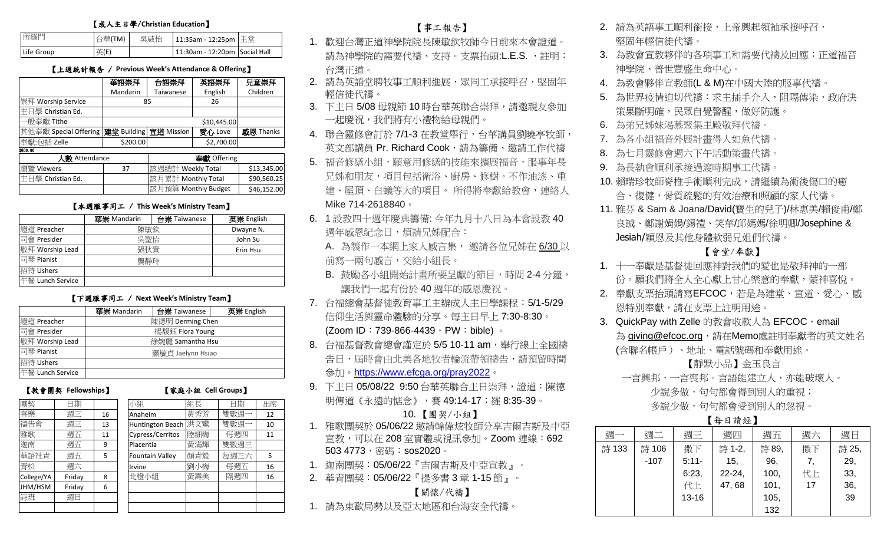## 【成人主日學/Christian Education】

| | | | | |
|---|---|---|---|---|
| 所羅門 | 台華(TM) | 吳威怡 | 11:35am - 12:25pm | 主堂 |
| Life Group | 英(E) | | 11:30am - 12:20pm | Social Hall |

## 【上週統計報告 / Previous Week's Attendance & Offering】

| | 華語崇拜 Mandarin | 台語崇拜 Taiwanese | 英語崇拜 English | 兒童崇拜 Children |
|---|---|---|---|---|
| 崇拜 Worship Service | 85 | | 26 | |
| 主日學 Christian Ed. | | | | |
| 一般奉獻 Tithe | | | $10,445.00 | |
| 其他奉獻 Special Offering | 建堂 Building | 宣道 Mission | 愛心 Love | 感恩 Thanks |
| 奉獻:包括 Zelle $600.00 | $200.00 | | $2,700.00 | |

| 人數 Attendance | | 奉獻 Offering | |
|---|---|---|---|
| 瀏覽 Viewers | 37 | 該週總計 Weekly Total | $13,345.00 |
| 主日學 Christian Ed. | | 該月累計 Monthly Total | $90,560.25 |
| | | 該月預算 Monthly Budget | $46,152.00 |

## 【本週服事同工 / This Week's Ministry Team】

| | 華崇 Mandarin | 台崇 Taiwanese | 英崇 English |
|---|---|---|---|
| 證道 Preacher | 陳敏欽 | | Dwayne N. |
| 司會 Presider | 吳聖怡 | | John Su |
| 敬拜 Worship Lead | 張秋貴 | | Erin Hsu |
| 司琴 Pianist | 龔靜玲 | | |
| 招待 Ushers | | | |
| 午餐 Lunch Service | | | |

## 【下週服事同工 / Next Week's Ministry Team】

| | 華崇 Mandarin | 台崇 Taiwanese | 英崇 English |
|---|---|---|---|
| 證道 Preacher | 陳德明 Derming Chen | | |
| 司會 Presider | 楊馥鈺 Flora Young | | |
| 敬拜 Worship Lead | 徐婉麗 Samantha Hsu | | |
| 司琴 Pianist | 蕭毓貞 Jaelynn Hsiao | | |
| 招待 Ushers | | | |
| 午餐 Lunch Service | | | |

## 【教會團契 Fellowships】

| 團契 | 日期 | |
|---|---|---|
| 喜樂 | 週三 | 16 |
| 禱告會 | 週三 | 13 |
| 雅歌 | 週五 | 11 |
| 迦南 | 週五 | 9 |
| 華語社青 | 週五 | 5 |
| 青松 | 週六 | |
| College/YA | Friday | 8 |
| JHM/HSM | Friday | 6 |
| 詩班 | 週日 | |

## 【家庭小組 Cell Groups】

| 小組 | 組長 | 日期 | 出席 |
|---|---|---|---|
| Anaheim | 黃秀芳 | 雙數週一 | 12 |
| Huntington Beach | 洪文鶯 | 雙數週一 | 10 |
| Cypress/Cerritos | 陸細梅 | 每週四 | 11 |
| Placentia | 黃滿輝 | 雙數週三 | |
| Fountain Valley | 顏青毅 | 每週三六 | 5 |
| Irvine | 劉小梅 | 每週五 | 16 |
| 北橙小組 | 黃壽美 | 隔週四 | 16 |

## 【事工報告】

1. 歡迎台灣正道神學院院長陳敏欽牧師今日前來本會證道。請為神學院的需要代禱、支持。支票抬頭:L.E.S. ，註明：台灣正道。
2. 請為英語堂聘牧事工順利進展，眾同工承接呼召，堅固年輕信徒代禱。
3. 下主日 5/08 母親節 10 時台華英聯合崇拜，請邀親友參加一起慶祝，我們將有小禮物給母親們。
4. 聯合靈修會訂於 7/1-3 在教堂舉行，台華講員劉曉亭牧師，英文部講員 Pr. Richard Cook，請為籌備、邀請工作代禱
5. 福音修繕小組，願意用修繕的技能來擴展福音，服事年長兄姊和朋友，項目包括衛浴、廚房、修樹。不作油漆、重建、屋頂、白蟻等大的項目。 所得將奉獻給教會，連絡人 Mike 714-2618840。
6. 1 設教四十週年慶典籌備: 今年九月十八日為本會設教 40 週年感恩紀念日，煩請兄姊配合：
   A. 為製作一本網上家人感言集， 邀請各位兄姊在 6/30 以前寫一兩句感言，交給小組長。
   B. 鼓勵各小組開始計畫所要呈獻的節目，時間 2-4 分鐘，讓我們一起有份於 40 週年的感恩慶祝。
7. 台福總會基督徒教育事工主辦成人主日學課程：5/1-5/29 信仰生活與靈命體驗的分享。每主日早上 7:30-8:30。(Zoom ID：739-866-4439，PW：bible) 。
8. 台福基督教會總會謹定於 5/5 10-11 am，舉行線上全國禱告日，屆時會由北美各地牧者輪流帶領禱告，請預留時間參加。https://www.efcga.org/pray2022。
9. 下主日 05/08/22 9:50 台華英聯合主日崇拜，證道：陳德明傳道《永遠的惦念》，賽 49:14-17；羅 8:35-39。

### 10. 【團契/小組】

1. 雅歌團契於 05/06/22 邀請韓偉炫牧師分享吉爾吉斯及中亞宣教，可以在 208 室實體或視訊參加。Zoom 連線：692 503 4773，密碼：sos2020。
1. 迦南團契：05/06/22『吉爾吉斯及中亞宣教』。
2. 華青團契：05/06/22『提多書 3 章 1-15 節』。

### 【關懷/代禱】

1. 請為東歐局勢以及亞太地區和台海安全代禱。
2. 請為英語事工順利銜接，上帝興起領袖承接呼召，堅固年輕信徒代禱。
3. 為教會宣教夥伴的各項事工和需要代禱及回應：正道福音神學院、普世豐盛生命中心。
4. 為教會夥伴宣教師(L & M)在中國大陸的服事代禱。
5. 為世界疫情迫切代禱：求主揺手介入，阻隔傳染，政府決策果斷明確，民眾自覺警醒，做好防護。
6. 為弟兄姊妹渴慕聚集主殿敬拜代禱。
7. 為各小組福音外展計畫得人如魚代禱。
8. 為七月靈修會週六下午活動策畫代禱。
9. 為長執會順利承接過渡時期事工代禱。
10. 賴瑞珍牧師脊椎手術順利完成，請繼續為術後傷口的癒合、復健，骨質疏鬆的有效治療和照顧的家人代禱。
11. 雅芬 & Sam & Joana/David(寶生的兒子)/林惠美/賴俊甫/鄭良誠、鄭謝娟娟/錫禮、笑華/邱媽媽/徐明卿/Josephine & Jesiah/穎恩及其他身體軟弱兄姐們代禱。

### 【會堂/奉獻】

1. 十一奉獻是基督徒回應神對我們的愛也是敬拜神的一部份。願我們將全人全心獻上甘心樂意的奉獻，蒙神喜悅。
2. 奉獻支票抬頭請寫EFCOC，若是為建堂、宣道、愛心、感恩特別奉獻，請在支票上註明用途。
3. QuickPay with Zelle 的教會收款人為 EFCOC，email 為 giving@efcoc.org，請在Memo處註明奉獻者的英文姓名(含聯名帳戶）、地址、電話號碼和奉獻用途。

### 【靜默小品】金玉良言

一言興邦，一言喪邦。言語能建立人，亦能破壞人。
少說多做，句句都會得到別人的重視；
多說少做，句句都會受到別人的忽視。

### 【每日讀經】

| 週一 | 週二 | 週三 | 週四 | 週五 | 週六 | 週日 |
|---|---|---|---|---|---|---|
| 詩 133 | 詩 106 -107 | 撒下 5:11- 6:23, 代上 13-16 | 詩 1-2, 15, 22-24, 47, 68 | 詩 89, 96, 100, 101, 105, 132 | 撒下 7, 代上 17 | 詩 25, 29, 33, 36, 39 |